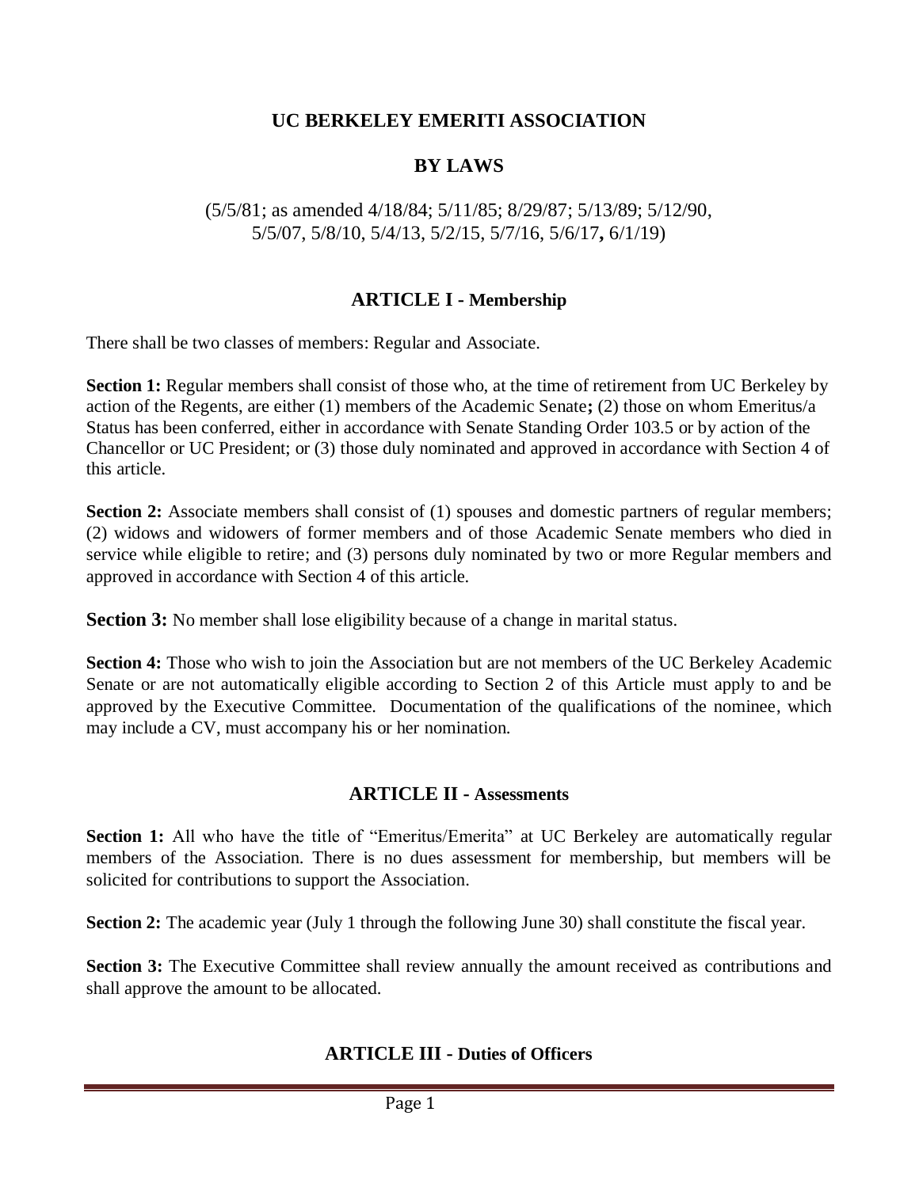# UC BERKELEY EMERITI ASSOCIATION

## BY LAWS

(5/5/81; as amended 4/18/84; 5/11/85; 8/29/87; 5/13/89; 5/12/90, 5/5/07, 5/8/10, 5/4/13, 5/2/15, 5/7/16, 5/6/17**,** 6/1/19)

## ARTICLE I - Membership

There shall be two classes of members: Regular and Associate.

**Section 1:** Regular members shall consist of those who, at the time of retirement from UC Berkeley by action of the Regents, are either (1) members of the Academic Senate**;** (2) those on whom Emeritus/a Status has been conferred, either in accordance with Senate Standing Order 103.5 or by action of the Chancellor or UC President; or (3) those duly nominated and approved in accordance with Section 4 of this article.

**Section 2:** Associate members shall consist of (1) spouses and domestic partners of regular members; (2) widows and widowers of former members and of those Academic Senate members who died in service while eligible to retire; and (3) persons duly nominated by two or more Regular members and approved in accordance with Section 4 of this article.

**Section 3:** No member shall lose eligibility because of a change in marital status.

**Section 4:** Those who wish to join the Association but are not members of the UC Berkeley Academic Senate or are not automatically eligible according to Section 2 of this Article must apply to and be approved by the Executive Committee. Documentation of the qualifications of the nominee, which may include a CV, must accompany his or her nomination.

## ARTICLE II - Assessments

**Section 1:** All who have the title of "Emeritus/Emerita" at UC Berkeley are automatically regular members of the Association. There is no dues assessment for membership, but members will be solicited for contributions to support the Association.

**Section 2:** The academic year (July 1 through the following June 30) shall constitute the fiscal year.

**Section 3:** The Executive Committee shall review annually the amount received as contributions and shall approve the amount to be allocated.

## ARTICLE III - Duties of Officers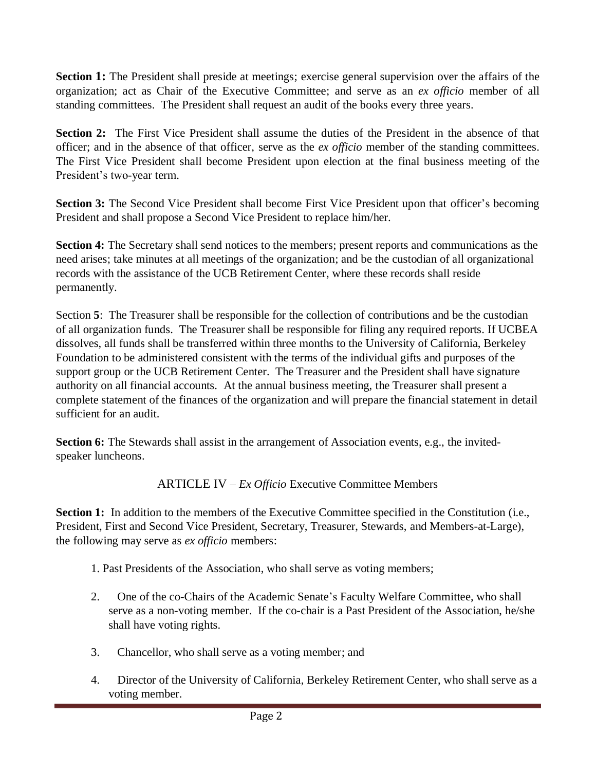**Section 1:** The President shall preside at meetings; exercise general supervision over the affairs of the organization; act as Chair of the Executive Committee; and serve as an *ex officio* member of all standing committees. The President shall request an audit of the books every three years.

**Section 2:** The First Vice President shall assume the duties of the President in the absence of that officer; and in the absence of that officer, serve as the *ex officio* member of the standing committees. The First Vice President shall become President upon election at the final business meeting of the President's two-year term.

**Section 3:** The Second Vice President shall become First Vice President upon that officer's becoming President and shall propose a Second Vice President to replace him/her.

**Section 4:** The Secretary shall send notices to the members; present reports and communications as the need arises; take minutes at all meetings of the organization; and be the custodian of all organizational records with the assistance of the UCB Retirement Center, where these records shall reside permanently.

Section **5**: The Treasurer shall be responsible for the collection of contributions and be the custodian of all organization funds. The Treasurer shall be responsible for filing any required reports. If UCBEA dissolves, all funds shall be transferred within three months to the University of California, Berkeley Foundation to be administered consistent with the terms of the individual gifts and purposes of the support group or the UCB Retirement Center. The Treasurer and the President shall have signature authority on all financial accounts. At the annual business meeting, the Treasurer shall present a complete statement of the finances of the organization and will prepare the financial statement in detail sufficient for an audit.

**Section 6:** The Stewards shall assist in the arrangement of Association events, e.g., the invited-speaker luncheons.

## ARTICLE IV – *Ex Officio* Executive Committee Members

**Section 1:** In addition to the members of the Executive Committee specified in the Constitution (i.e., President, First and Second Vice President, Secretary, Treasurer, Stewards, and Members-at-Large), the following may serve as *ex officio* members:

1. Past Presidents of the Association, who shall serve as voting members;
2. One of the co-Chairs of the Academic Senate's Faculty Welfare Committee, who shall serve as a non-voting member. If the co-chair is a Past President of the Association, he/she shall have voting rights.
3. Chancellor, who shall serve as a voting member; and
4. Director of the University of California, Berkeley Retirement Center, who shall serve as a voting member.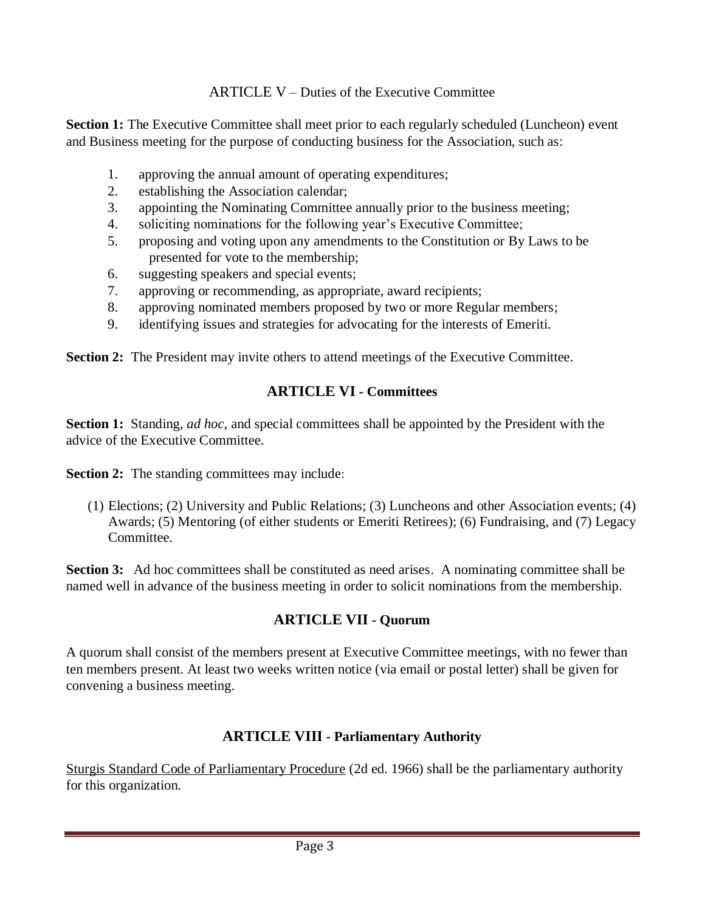## ARTICLE V – Duties of the Executive Committee

**Section 1:** The Executive Committee shall meet prior to each regularly scheduled (Luncheon) event and Business meeting for the purpose of conducting business for the Association, such as:

1. approving the annual amount of operating expenditures;
2. establishing the Association calendar;
3. appointing the Nominating Committee annually prior to the business meeting;
4. soliciting nominations for the following year's Executive Committee;
5. proposing and voting upon any amendments to the Constitution or By Laws to be presented for vote to the membership;
6. suggesting speakers and special events;
7. approving or recommending, as appropriate, award recipients;
8. approving nominated members proposed by two or more Regular members;
9. identifying issues and strategies for advocating for the interests of Emeriti.

**Section 2:** The President may invite others to attend meetings of the Executive Committee.

## ARTICLE VI - Committees

**Section 1:** Standing, *ad hoc*, and special committees shall be appointed by the President with the advice of the Executive Committee.

**Section 2:** The standing committees may include:

(1) Elections; (2) University and Public Relations; (3) Luncheons and other Association events; (4) Awards; (5) Mentoring (of either students or Emeriti Retirees); (6) Fundraising, and (7) Legacy Committee.

**Section 3:** Ad hoc committees shall be constituted as need arises. A nominating committee shall be named well in advance of the business meeting in order to solicit nominations from the membership.

## ARTICLE VII - Quorum

A quorum shall consist of the members present at Executive Committee meetings, with no fewer than ten members present. At least two weeks written notice (via email or postal letter) shall be given for convening a business meeting.

## ARTICLE VIII - Parliamentary Authority

Sturgis Standard Code of Parliamentary Procedure (2d ed. 1966) shall be the parliamentary authority for this organization.